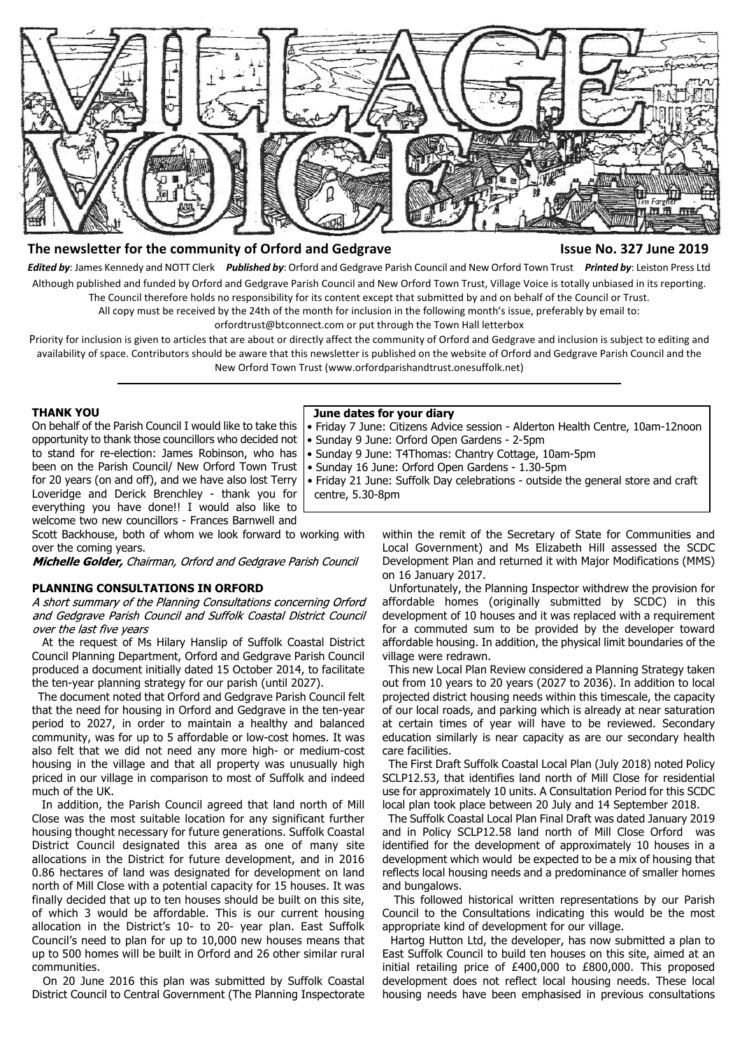# VILLAGE VOICE

**The newsletter for the community of Orford and Gedgrave** **Issue No. 327 June 2019**

***Edited by***: James Kennedy and NOTT Clerk ***Published by***: Orford and Gedgrave Parish Council and New Orford Town Trust ***Printed by***: Leiston Press Ltd

Although published and funded by Orford and Gedgrave Parish Council and New Orford Town Trust, Village Voice is totally unbiased in its reporting. The Council therefore holds no responsibility for its content except that submitted by and on behalf of the Council or Trust.

All copy must be received by the 24th of the month for inclusion in the following month's issue, preferably by email to: orfordtrust@btconnect.com or put through the Town Hall letterbox

Priority for inclusion is given to articles that are about or directly affect the community of Orford and Gedgrave and inclusion is subject to editing and availability of space. Contributors should be aware that this newsletter is published on the website of Orford and Gedgrave Parish Council and the New Orford Town Trust (www.orfordparishandtrust.onesuffolk.net)

---

**June dates for your diary**

- Friday 7 June: Citizens Advice session - Alderton Health Centre, 10am-12noon
- Sunday 9 June: Orford Open Gardens - 2-5pm
- Sunday 9 June: T4Thomas: Chantry Cottage, 10am-5pm
- Sunday 16 June: Orford Open Gardens - 1.30-5pm
- Friday 21 June: Suffolk Day celebrations - outside the general store and craft centre, 5.30-8pm

### THANK YOU

On behalf of the Parish Council I would like to take this opportunity to thank those councillors who decided not to stand for re-election: James Robinson, who has been on the Parish Council/ New Orford Town Trust for 20 years (on and off), and we have also lost Terry Loveridge and Derick Brenchley - thank you for everything you have done!! I would also like to welcome two new councillors - Frances Barnwell and Scott Backhouse, both of whom we look forward to working with over the coming years.

***Michelle Golder,*** *Chairman, Orford and Gedgrave Parish Council*

### PLANNING CONSULTATIONS IN ORFORD

*A short summary of the Planning Consultations concerning Orford and Gedgrave Parish Council and Suffolk Coastal District Council over the last five years*

At the request of Ms Hilary Hanslip of Suffolk Coastal District Council Planning Department, Orford and Gedgrave Parish Council produced a document initially dated 15 October 2014, to facilitate the ten-year planning strategy for our parish (until 2027).

The document noted that Orford and Gedgrave Parish Council felt that the need for housing in Orford and Gedgrave in the ten-year period to 2027, in order to maintain a healthy and balanced community, was for up to 5 affordable or low-cost homes. It was also felt that we did not need any more high- or medium-cost housing in the village and that all property was unusually high priced in our village in comparison to most of Suffolk and indeed much of the UK.

In addition, the Parish Council agreed that land north of Mill Close was the most suitable location for any significant further housing thought necessary for future generations. Suffolk Coastal District Council designated this area as one of many site allocations in the District for future development, and in 2016 0.86 hectares of land was designated for development on land north of Mill Close with a potential capacity for 15 houses. It was finally decided that up to ten houses should be built on this site, of which 3 would be affordable. This is our current housing allocation in the District's 10- to 20- year plan. East Suffolk Council's need to plan for up to 10,000 new houses means that up to 500 homes will be built in Orford and 26 other similar rural communities.

On 20 June 2016 this plan was submitted by Suffolk Coastal District Council to Central Government (The Planning Inspectorate within the remit of the Secretary of State for Communities and Local Government) and Ms Elizabeth Hill assessed the SCDC Development Plan and returned it with Major Modifications (MMS) on 16 January 2017.

Unfortunately, the Planning Inspector withdrew the provision for affordable homes (originally submitted by SCDC) in this development of 10 houses and it was replaced with a requirement for a commuted sum to be provided by the developer toward affordable housing. In addition, the physical limit boundaries of the village were redrawn.

This new Local Plan Review considered a Planning Strategy taken out from 10 years to 20 years (2027 to 2036). In addition to local projected district housing needs within this timescale, the capacity of our local roads, and parking which is already at near saturation at certain times of year will have to be reviewed. Secondary education similarly is near capacity as are our secondary health care facilities.

The First Draft Suffolk Coastal Local Plan (July 2018) noted Policy SCLP12.53, that identifies land north of Mill Close for residential use for approximately 10 units. A Consultation Period for this SCDC local plan took place between 20 July and 14 September 2018.

The Suffolk Coastal Local Plan Final Draft was dated January 2019 and in Policy SCLP12.58 land north of Mill Close Orford was identified for the development of approximately 10 houses in a development which would be expected to be a mix of housing that reflects local housing needs and a predominance of smaller homes and bungalows.

This followed historical written representations by our Parish Council to the Consultations indicating this would be the most appropriate kind of development for our village.

Hartog Hutton Ltd, the developer, has now submitted a plan to East Suffolk Council to build ten houses on this site, aimed at an initial retailing price of £400,000 to £800,000. This proposed development does not reflect local housing needs. These local housing needs have been emphasised in previous consultations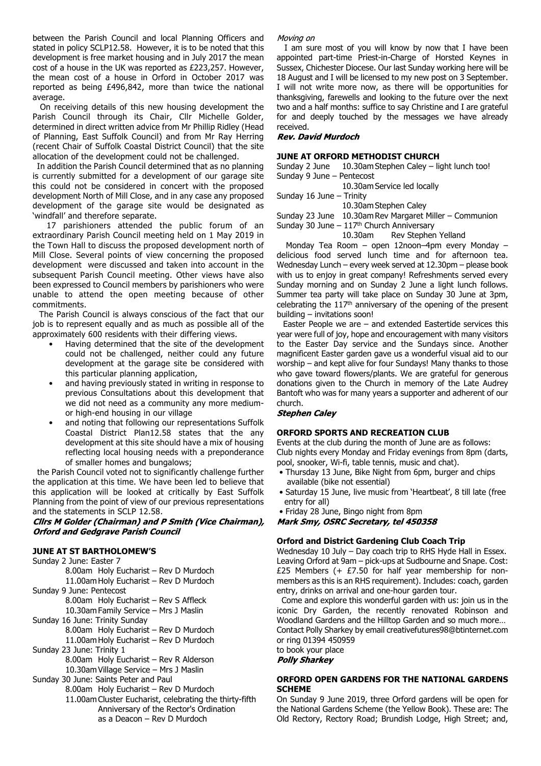between the Parish Council and local Planning Officers and stated in policy SCLP12.58. However, it is to be noted that this development is free market housing and in July 2017 the mean cost of a house in the UK was reported as £223,257. However, the mean cost of a house in Orford in October 2017 was reported as being £496,842, more than twice the national average.

On receiving details of this new housing development the Parish Council through its Chair, Cllr Michelle Golder, determined in direct written advice from Mr Phillip Ridley (Head of Planning, East Suffolk Council) and from Mr Ray Herring (recent Chair of Suffolk Coastal District Council) that the site allocation of the development could not be challenged.

In addition the Parish Council determined that as no planning is currently submitted for a development of our garage site this could not be considered in concert with the proposed development North of Mill Close, and in any case any proposed development of the garage site would be designated as 'windfall' and therefore separate.

17 parishioners attended the public forum of an extraordinary Parish Council meeting held on 1 May 2019 in the Town Hall to discuss the proposed development north of Mill Close. Several points of view concerning the proposed development were discussed and taken into account in the subsequent Parish Council meeting. Other views have also been expressed to Council members by parishioners who were unable to attend the open meeting because of other commitments.

The Parish Council is always conscious of the fact that our job is to represent equally and as much as possible all of the approximately 600 residents with their differing views.

- Having determined that the site of the development could not be challenged, neither could any future development at the garage site be considered with this particular planning application,
- and having previously stated in writing in response to previous Consultations about this development that we did not need as a community any more medium- or high-end housing in our village
- and noting that following our representations Suffolk Coastal District Plan12.58 states that the any development at this site should have a mix of housing reflecting local housing needs with a preponderance of smaller homes and bungalows;

the Parish Council voted not to significantly challenge further the application at this time. We have been led to believe that this application will be looked at critically by East Suffolk Planning from the point of view of our previous representations and the statements in SCLP 12.58.

***Cllrs M Golder (Chairman) and P Smith (Vice Chairman), Orford and Gedgrave Parish Council***

### JUNE AT ST BARTHOLOMEW'S

Sunday 2 June: Easter 7
- 8.00am Holy Eucharist – Rev D Murdoch
- 11.00am Holy Eucharist – Rev D Murdoch

Sunday 9 June: Pentecost
- 8.00am Holy Eucharist – Rev S Affleck
- 10.30am Family Service – Mrs J Maslin

Sunday 16 June: Trinity Sunday
- 8.00am Holy Eucharist – Rev D Murdoch
- 11.00am Holy Eucharist – Rev D Murdoch

Sunday 23 June: Trinity 1
- 8.00am Holy Eucharist – Rev R Alderson
- 10.30am Village Service – Mrs J Maslin

Sunday 30 June: Saints Peter and Paul
- 8.00am Holy Eucharist – Rev D Murdoch
- 11.00am Cluster Eucharist, celebrating the thirty-fifth Anniversary of the Rector's Ordination as a Deacon – Rev D Murdoch

*Moving on*

I am sure most of you will know by now that I have been appointed part-time Priest-in-Charge of Horsted Keynes in Sussex, Chichester Diocese. Our last Sunday working here will be 18 August and I will be licensed to my new post on 3 September. I will not write more now, as there will be opportunities for thanksgiving, farewells and looking to the future over the next two and a half months: suffice to say Christine and I are grateful for and deeply touched by the messages we have already received.

***Rev. David Murdoch***

### JUNE AT ORFORD METHODIST CHURCH

Sunday 2 June 10.30am Stephen Caley – light lunch too!
Sunday 9 June – Pentecost
10.30am Service led locally
Sunday 16 June – Trinity
10.30am Stephen Caley
Sunday 23 June 10.30am Rev Margaret Miller – Communion
Sunday 30 June – 117th Church Anniversary
10.30am Rev Stephen Yelland

Monday Tea Room – open 12noon–4pm every Monday – delicious food served lunch time and for afternoon tea. Wednesday Lunch – every week served at 12.30pm – please book with us to enjoy in great company! Refreshments served every Sunday morning and on Sunday 2 June a light lunch follows. Summer tea party will take place on Sunday 30 June at 3pm, celebrating the 117th anniversary of the opening of the present building – invitations soon!

Easter People we are – and extended Eastertide services this year were full of joy, hope and encouragement with many visitors to the Easter Day service and the Sundays since. Another magnificent Easter garden gave us a wonderful visual aid to our worship – and kept alive for four Sundays! Many thanks to those who gave toward flowers/plants. We are grateful for generous donations given to the Church in memory of the Late Audrey Bantoft who was for many years a supporter and adherent of our church.

***Stephen Caley***

### ORFORD SPORTS AND RECREATION CLUB

Events at the club during the month of June are as follows:
Club nights every Monday and Friday evenings from 8pm (darts, pool, snooker, Wi-fi, table tennis, music and chat).

- Thursday 13 June, Bike Night from 6pm, burger and chips available (bike not essential)
- Saturday 15 June, live music from 'Heartbeat', 8 till late (free entry for all)
- Friday 28 June, Bingo night from 8pm

***Mark Smy, OSRC Secretary, tel 450358***

### Orford and District Gardening Club Coach Trip

Wednesday 10 July – Day coach trip to RHS Hyde Hall in Essex. Leaving Orford at 9am – pick-ups at Sudbourne and Snape. Cost: £25 Members (+ £7.50 for half year membership for non-members as this is an RHS requirement). Includes: coach, garden entry, drinks on arrival and one-hour garden tour.

Come and explore this wonderful garden with us: join us in the iconic Dry Garden, the recently renovated Robinson and Woodland Gardens and the Hilltop Garden and so much more…
Contact Polly Sharkey by email creativefutures98@btinternet.com or ring 01394 450959
to book your place

***Polly Sharkey***

### ORFORD OPEN GARDENS FOR THE NATIONAL GARDENS SCHEME

On Sunday 9 June 2019, three Orford gardens will be open for the National Gardens Scheme (the Yellow Book). These are: The Old Rectory, Rectory Road; Brundish Lodge, High Street; and,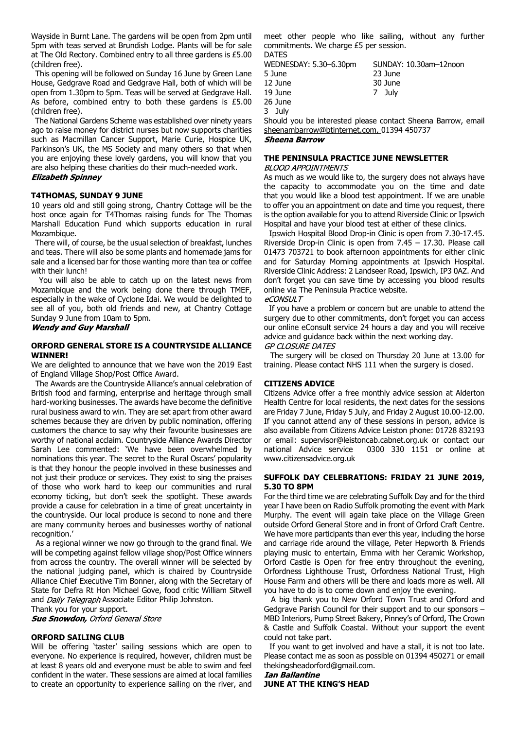Wayside in Burnt Lane. The gardens will be open from 2pm until 5pm with teas served at Brundish Lodge. Plants will be for sale at The Old Rectory. Combined entry to all three gardens is £5.00 (children free).

This opening will be followed on Sunday 16 June by Green Lane House, Gedgrave Road and Gedgrave Hall, both of which will be open from 1.30pm to 5pm. Teas will be served at Gedgrave Hall. As before, combined entry to both these gardens is £5.00 (children free).

The National Gardens Scheme was established over ninety years ago to raise money for district nurses but now supports charities such as Macmillan Cancer Support, Marie Curie, Hospice UK, Parkinson's UK, the MS Society and many others so that when you are enjoying these lovely gardens, you will know that you are also helping these charities do their much-needed work.

***Elizabeth Spinney***

### T4THOMAS, SUNDAY 9 JUNE

10 years old and still going strong, Chantry Cottage will be the host once again for T4Thomas raising funds for The Thomas Marshall Education Fund which supports education in rural Mozambique.

There will, of course, be the usual selection of breakfast, lunches and teas. There will also be some plants and homemade jams for sale and a licensed bar for those wanting more than tea or coffee with their lunch!

You will also be able to catch up on the latest news from Mozambique and the work being done there through TMEF, especially in the wake of Cyclone Idai. We would be delighted to see all of you, both old friends and new, at Chantry Cottage Sunday 9 June from 10am to 5pm.

***Wendy and Guy Marshall***

### ORFORD GENERAL STORE IS A COUNTRYSIDE ALLIANCE WINNER!

We are delighted to announce that we have won the 2019 East of England Village Shop/Post Office Award.

The Awards are the Countryside Alliance's annual celebration of British food and farming, enterprise and heritage through small hard-working businesses. The awards have become the definitive rural business award to win. They are set apart from other award schemes because they are driven by public nomination, offering customers the chance to say why their favourite businesses are worthy of national acclaim. Countryside Alliance Awards Director Sarah Lee commented: 'We have been overwhelmed by nominations this year. The secret to the Rural Oscars' popularity is that they honour the people involved in these businesses and not just their produce or services. They exist to sing the praises of those who work hard to keep our communities and rural economy ticking, but don't seek the spotlight. These awards provide a cause for celebration in a time of great uncertainty in the countryside. Our local produce is second to none and there are many community heroes and businesses worthy of national recognition.'

As a regional winner we now go through to the grand final. We will be competing against fellow village shop/Post Office winners from across the country. The overall winner will be selected by the national judging panel, which is chaired by Countryside Alliance Chief Executive Tim Bonner, along with the Secretary of State for Defra Rt Hon Michael Gove, food critic William Sitwell and *Daily Telegraph* Associate Editor Philip Johnston.

Thank you for your support.

***Sue Snowdon,*** *Orford General Store*

### ORFORD SAILING CLUB

Will be offering 'taster' sailing sessions which are open to everyone. No experience is required, however, children must be at least 8 years old and everyone must be able to swim and feel confident in the water. These sessions are aimed at local families to create an opportunity to experience sailing on the river, and meet other people who like sailing, without any further commitments. We charge £5 per session.

DATES

| WEDNESDAY: 5.30–6.30pm | SUNDAY: 10.30am–12noon |
|---|---|
| 5 June | 23 June |
| 12 June | 30 June |
| 19 June | 7 July |
| 26 June | |
| 3 July | |

Should you be interested please contact Sheena Barrow, email sheenambarrow@btinternet.com, 01394 450737

***Sheena Barrow***

### THE PENINSULA PRACTICE JUNE NEWSLETTER

*BLOOD APPOINTMENTS*

As much as we would like to, the surgery does not always have the capacity to accommodate you on the time and date that you would like a blood test appointment. If we are unable to offer you an appointment on date and time you request, there is the option available for you to attend Riverside Clinic or Ipswich Hospital and have your blood test at either of these clinics.

Ipswich Hospital Blood Drop-in Clinic is open from 7.30-17.45. Riverside Drop-in Clinic is open from 7.45 – 17.30. Please call 01473 703721 to book afternoon appointments for either clinic and for Saturday Morning appointments at Ipswich Hospital. Riverside Clinic Address: 2 Landseer Road, Ipswich, IP3 0AZ. And don't forget you can save time by accessing you blood results online via The Peninsula Practice website.

*eCONSULT*

If you have a problem or concern but are unable to attend the surgery due to other commitments, don't forget you can access our online eConsult service 24 hours a day and you will receive advice and guidance back within the next working day.

*GP CLOSURE DATES*

The surgery will be closed on Thursday 20 June at 13.00 for training. Please contact NHS 111 when the surgery is closed.

### CITIZENS ADVICE

Citizens Advice offer a free monthly advice session at Alderton Health Centre for local residents, the next dates for the sessions are Friday 7 June, Friday 5 July, and Friday 2 August 10.00-12.00. If you cannot attend any of these sessions in person, advice is also available from Citizens Advice Leiston phone: 01728 832193 or email: supervisor@leistoncab.cabnet.org.uk or contact our national Advice service 0300 330 1151 or online at www.citizensadvice.org.uk

### SUFFOLK DAY CELEBRATIONS: FRIDAY 21 JUNE 2019, 5.30 TO 8PM

For the third time we are celebrating Suffolk Day and for the third year I have been on Radio Suffolk promoting the event with Mark Murphy. The event will again take place on the Village Green outside Orford General Store and in front of Orford Craft Centre. We have more participants than ever this year, including the horse and carriage ride around the village, Peter Hepworth & Friends playing music to entertain, Emma with her Ceramic Workshop, Orford Castle is Open for free entry throughout the evening, Orfordness Lighthouse Trust, Orfordness National Trust, High House Farm and others will be there and loads more as well. All you have to do is to come down and enjoy the evening.

A big thank you to New Orford Town Trust and Orford and Gedgrave Parish Council for their support and to our sponsors – MBD Interiors, Pump Street Bakery, Pinney's of Orford, The Crown & Castle and Suffolk Coastal. Without your support the event could not take part.

If you want to get involved and have a stall, it is not too late. Please contact me as soon as possible on 01394 450271 or email thekingsheadorford@gmail.com.

***Ian Ballantine***

### JUNE AT THE KING'S HEAD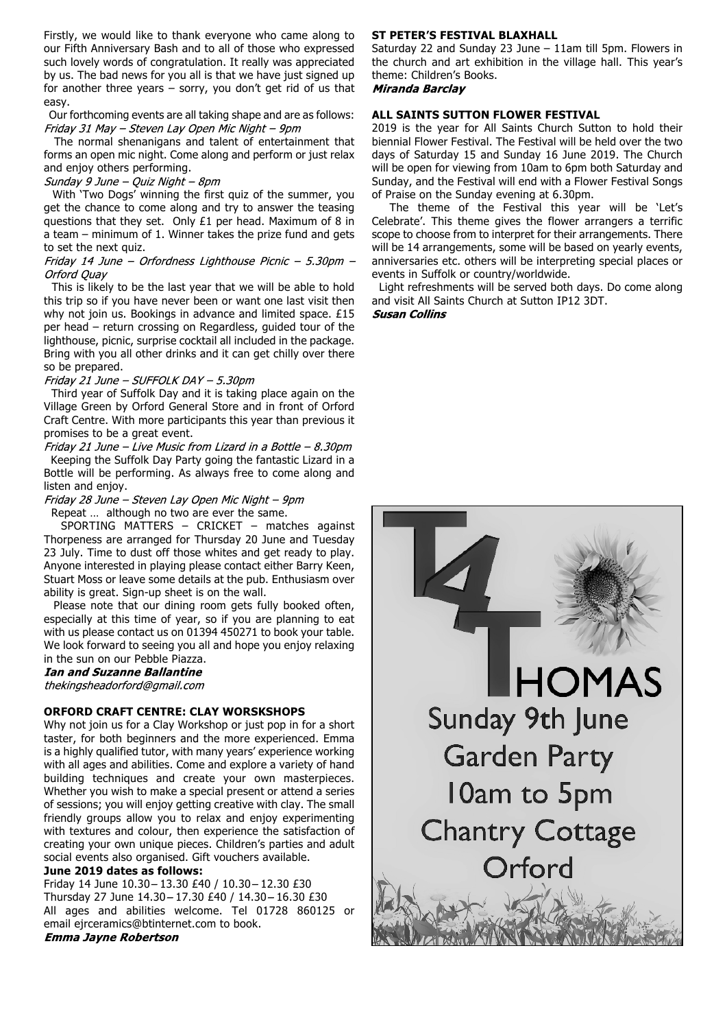Firstly, we would like to thank everyone who came along to our Fifth Anniversary Bash and to all of those who expressed such lovely words of congratulation. It really was appreciated by us. The bad news for you all is that we have just signed up for another three years – sorry, you don't get rid of us that easy.

Our forthcoming events are all taking shape and are as follows:

*Friday 31 May – Steven Lay Open Mic Night – 9pm*

The normal shenanigans and talent of entertainment that forms an open mic night. Come along and perform or just relax and enjoy others performing.

*Sunday 9 June – Quiz Night – 8pm*

With 'Two Dogs' winning the first quiz of the summer, you get the chance to come along and try to answer the teasing questions that they set. Only £1 per head. Maximum of 8 in a team – minimum of 1. Winner takes the prize fund and gets to set the next quiz.

*Friday 14 June – Orfordness Lighthouse Picnic – 5.30pm – Orford Quay*

This is likely to be the last year that we will be able to hold this trip so if you have never been or want one last visit then why not join us. Bookings in advance and limited space. £15 per head – return crossing on Regardless, guided tour of the lighthouse, picnic, surprise cocktail all included in the package. Bring with you all other drinks and it can get chilly over there so be prepared.

*Friday 21 June – SUFFOLK DAY – 5.30pm*

Third year of Suffolk Day and it is taking place again on the Village Green by Orford General Store and in front of Orford Craft Centre. With more participants this year than previous it promises to be a great event.

*Friday 21 June – Live Music from Lizard in a Bottle – 8.30pm*

Keeping the Suffolk Day Party going the fantastic Lizard in a Bottle will be performing. As always free to come along and listen and enjoy.

*Friday 28 June – Steven Lay Open Mic Night – 9pm*

Repeat … although no two are ever the same.

SPORTING MATTERS – CRICKET – matches against Thorpeness are arranged for Thursday 20 June and Tuesday 23 July. Time to dust off those whites and get ready to play. Anyone interested in playing please contact either Barry Keen, Stuart Moss or leave some details at the pub. Enthusiasm over ability is great. Sign-up sheet is on the wall.

Please note that our dining room gets fully booked often, especially at this time of year, so if you are planning to eat with us please contact us on 01394 450271 to book your table. We look forward to seeing you all and hope you enjoy relaxing in the sun on our Pebble Piazza.

***Ian and Suzanne Ballantine***
*thekingsheadorford@gmail.com*

**ORFORD CRAFT CENTRE: CLAY WORSKSHOPS**

Why not join us for a Clay Workshop or just pop in for a short taster, for both beginners and the more experienced. Emma is a highly qualified tutor, with many years' experience working with all ages and abilities. Come and explore a variety of hand building techniques and create your own masterpieces. Whether you wish to make a special present or attend a series of sessions; you will enjoy getting creative with clay. The small friendly groups allow you to relax and enjoy experimenting with textures and colour, then experience the satisfaction of creating your own unique pieces. Children's parties and adult social events also organised. Gift vouchers available.

**June 2019 dates as follows:**

Friday 14 June 10.30 – 13.30 £40 / 10.30 – 12.30 £30
Thursday 27 June 14.30 – 17.30 £40 / 14.30 – 16.30 £30
All ages and abilities welcome. Tel 01728 860125 or email ejrceramics@btinternet.com to book.

***Emma Jayne Robertson***

**ST PETER'S FESTIVAL BLAXHALL**

Saturday 22 and Sunday 23 June – 11am till 5pm. Flowers in the church and art exhibition in the village hall. This year's theme: Children's Books.

***Miranda Barclay***

**ALL SAINTS SUTTON FLOWER FESTIVAL**

2019 is the year for All Saints Church Sutton to hold their biennial Flower Festival. The Festival will be held over the two days of Saturday 15 and Sunday 16 June 2019. The Church will be open for viewing from 10am to 6pm both Saturday and Sunday, and the Festival will end with a Flower Festival Songs of Praise on the Sunday evening at 6.30pm.

The theme of the Festival this year will be 'Let's Celebrate'. This theme gives the flower arrangers a terrific scope to choose from to interpret for their arrangements. There will be 14 arrangements, some will be based on yearly events, anniversaries etc. others will be interpreting special places or events in Suffolk or country/worldwide.

Light refreshments will be served both days. Do come along and visit All Saints Church at Sutton IP12 3DT.

***Susan Collins***

T4THOMAS

Sunday 9th June

Garden Party

10am to 5pm

Chantry Cottage

Orford